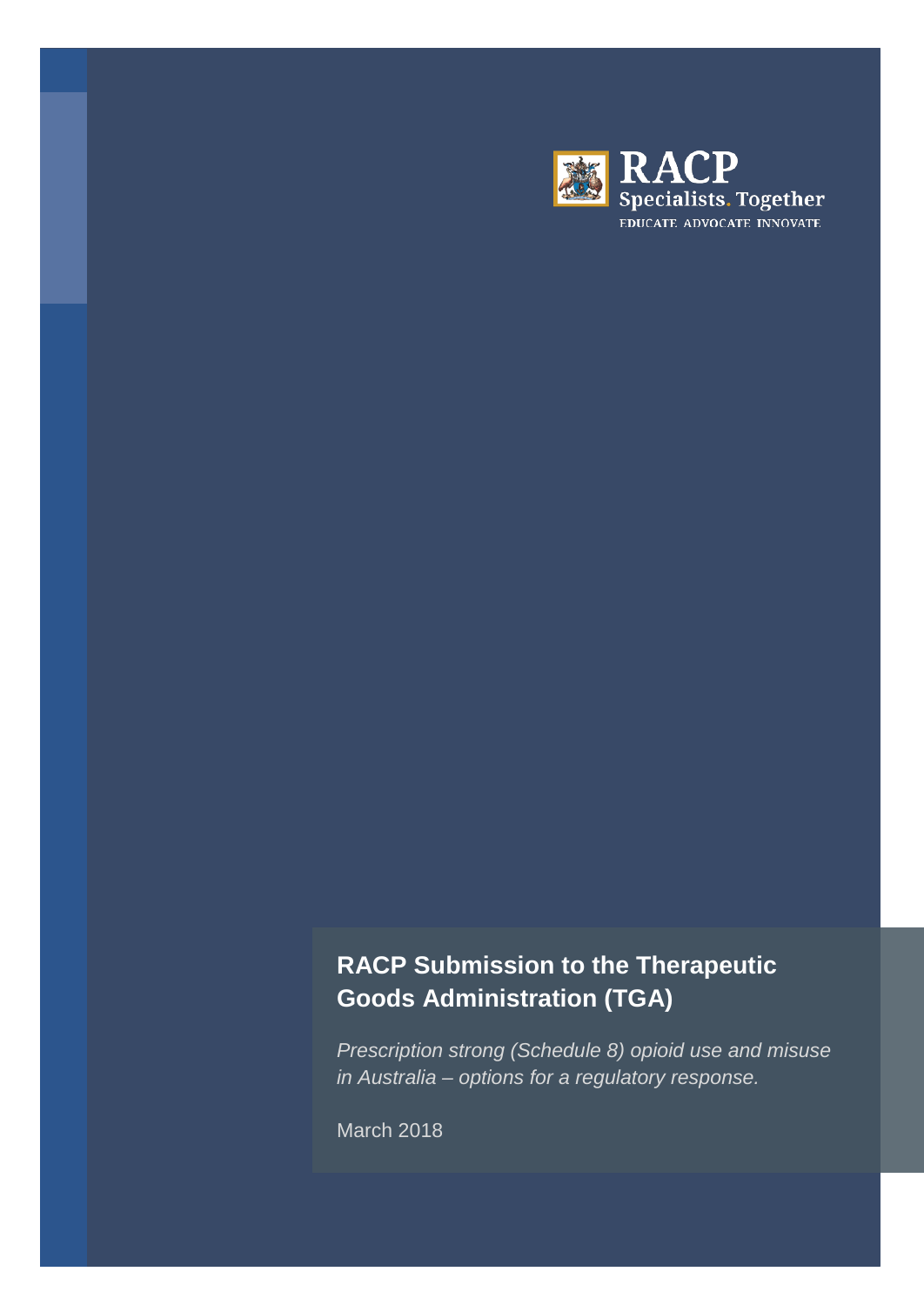RACP
Specialists. Together
EDUCATE ADVOCATE INNOVATE

# RACP Submission to the Therapeutic Goods Administration (TGA)

*Prescription strong (Schedule 8) opioid use and misuse in Australia – options for a regulatory response.*

March 2018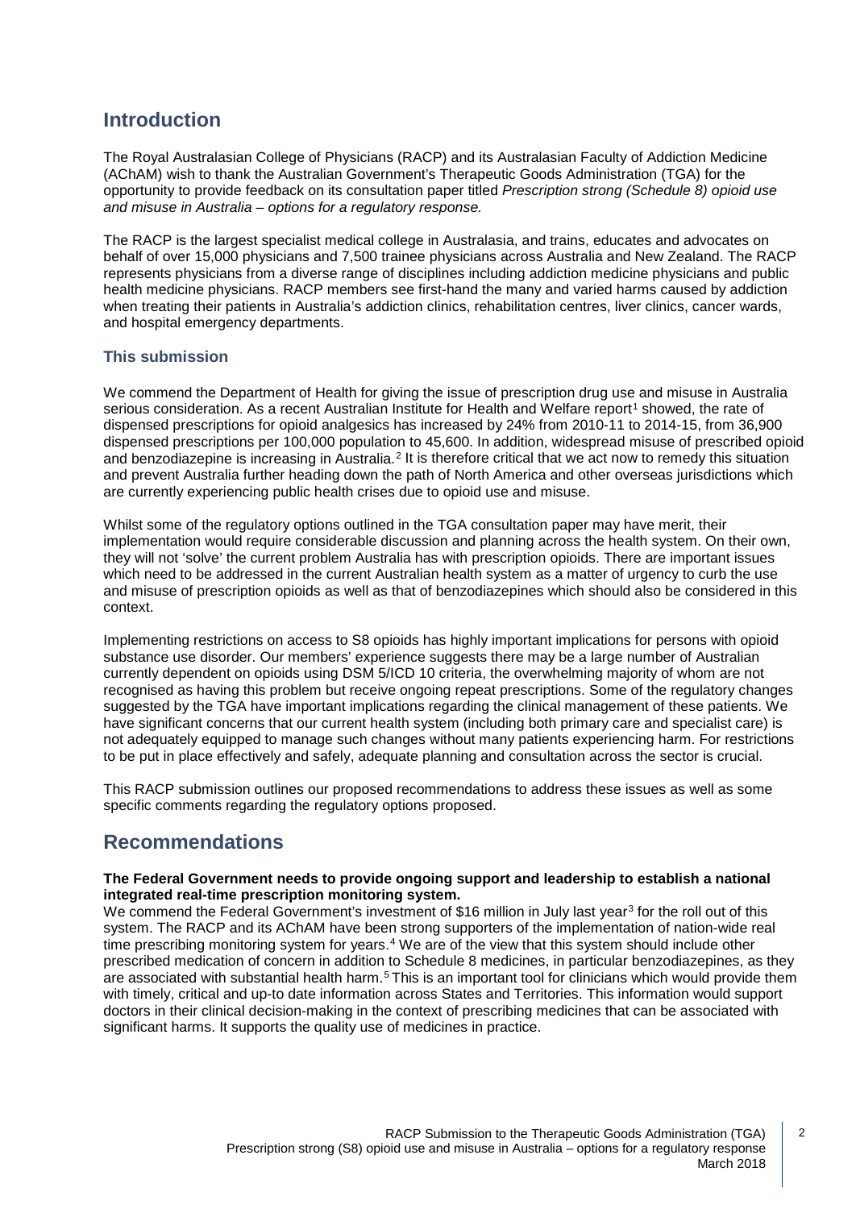## Introduction

The Royal Australasian College of Physicians (RACP) and its Australasian Faculty of Addiction Medicine (AChAM) wish to thank the Australian Government's Therapeutic Goods Administration (TGA) for the opportunity to provide feedback on its consultation paper titled *Prescription strong (Schedule 8) opioid use and misuse in Australia – options for a regulatory response.*

The RACP is the largest specialist medical college in Australasia, and trains, educates and advocates on behalf of over 15,000 physicians and 7,500 trainee physicians across Australia and New Zealand. The RACP represents physicians from a diverse range of disciplines including addiction medicine physicians and public health medicine physicians. RACP members see first-hand the many and varied harms caused by addiction when treating their patients in Australia's addiction clinics, rehabilitation centres, liver clinics, cancer wards, and hospital emergency departments.

### This submission

We commend the Department of Health for giving the issue of prescription drug use and misuse in Australia serious consideration. As a recent Australian Institute for Health and Welfare report[1] showed, the rate of dispensed prescriptions for opioid analgesics has increased by 24% from 2010-11 to 2014-15, from 36,900 dispensed prescriptions per 100,000 population to 45,600. In addition, widespread misuse of prescribed opioid and benzodiazepine is increasing in Australia.[2] It is therefore critical that we act now to remedy this situation and prevent Australia further heading down the path of North America and other overseas jurisdictions which are currently experiencing public health crises due to opioid use and misuse.

Whilst some of the regulatory options outlined in the TGA consultation paper may have merit, their implementation would require considerable discussion and planning across the health system. On their own, they will not 'solve' the current problem Australia has with prescription opioids. There are important issues which need to be addressed in the current Australian health system as a matter of urgency to curb the use and misuse of prescription opioids as well as that of benzodiazepines which should also be considered in this context.

Implementing restrictions on access to S8 opioids has highly important implications for persons with opioid substance use disorder. Our members' experience suggests there may be a large number of Australian currently dependent on opioids using DSM 5/ICD 10 criteria, the overwhelming majority of whom are not recognised as having this problem but receive ongoing repeat prescriptions. Some of the regulatory changes suggested by the TGA have important implications regarding the clinical management of these patients. We have significant concerns that our current health system (including both primary care and specialist care) is not adequately equipped to manage such changes without many patients experiencing harm. For restrictions to be put in place effectively and safely, adequate planning and consultation across the sector is crucial.

This RACP submission outlines our proposed recommendations to address these issues as well as some specific comments regarding the regulatory options proposed.

## Recommendations

**The Federal Government needs to provide ongoing support and leadership to establish a national integrated real-time prescription monitoring system.**

We commend the Federal Government's investment of $16 million in July last year[3] for the roll out of this system. The RACP and its AChAM have been strong supporters of the implementation of nation-wide real time prescribing monitoring system for years.[4] We are of the view that this system should include other prescribed medication of concern in addition to Schedule 8 medicines, in particular benzodiazepines, as they are associated with substantial health harm.[5] This is an important tool for clinicians which would provide them with timely, critical and up-to date information across States and Territories. This information would support doctors in their clinical decision-making in the context of prescribing medicines that can be associated with significant harms. It supports the quality use of medicines in practice.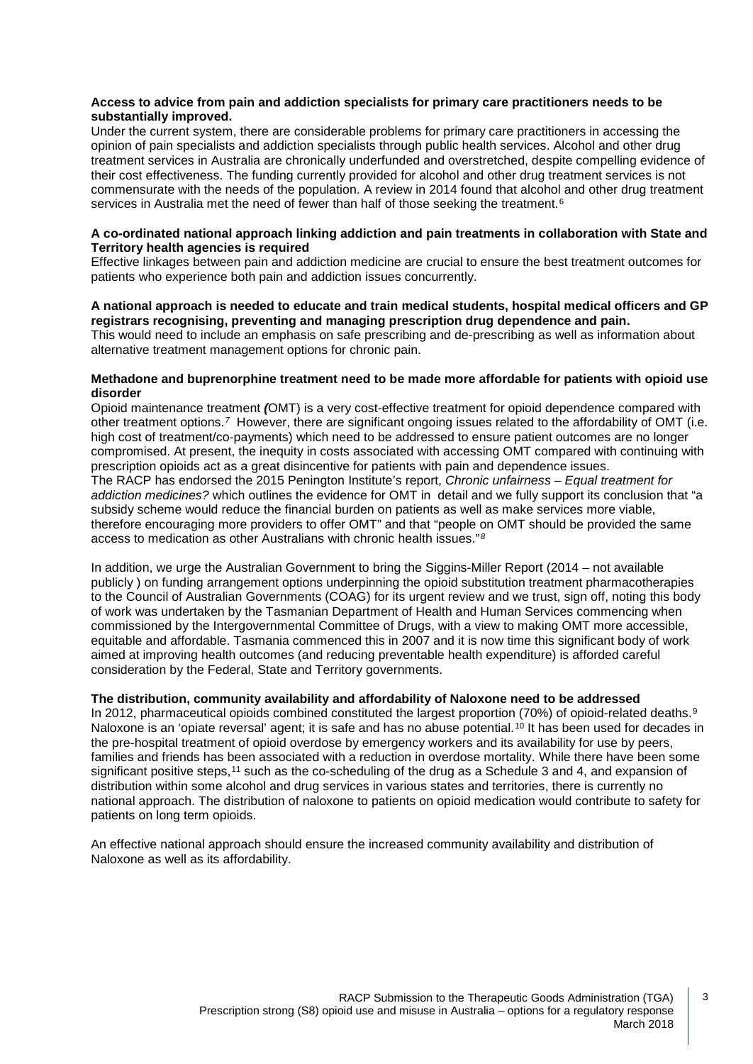**Access to advice from pain and addiction specialists for primary care practitioners needs to be substantially improved.**

Under the current system, there are considerable problems for primary care practitioners in accessing the opinion of pain specialists and addiction specialists through public health services. Alcohol and other drug treatment services in Australia are chronically underfunded and overstretched, despite compelling evidence of their cost effectiveness. The funding currently provided for alcohol and other drug treatment services is not commensurate with the needs of the population. A review in 2014 found that alcohol and other drug treatment services in Australia met the need of fewer than half of those seeking the treatment.[6]

**A co-ordinated national approach linking addiction and pain treatments in collaboration with State and Territory health agencies is required**

Effective linkages between pain and addiction medicine are crucial to ensure the best treatment outcomes for patients who experience both pain and addiction issues concurrently.

**A national approach is needed to educate and train medical students, hospital medical officers and GP registrars recognising, preventing and managing prescription drug dependence and pain.**

This would need to include an emphasis on safe prescribing and de-prescribing as well as information about alternative treatment management options for chronic pain.

**Methadone and buprenorphine treatment need to be made more affordable for patients with opioid use disorder**

Opioid maintenance treatment ***(***OMT) is a very cost-effective treatment for opioid dependence compared with other treatment options.[7] However, there are significant ongoing issues related to the affordability of OMT (i.e. high cost of treatment/co-payments) which need to be addressed to ensure patient outcomes are no longer compromised. At present, the inequity in costs associated with accessing OMT compared with continuing with prescription opioids act as a great disincentive for patients with pain and dependence issues.

The RACP has endorsed the 2015 Penington Institute's report, *Chronic unfairness – Equal treatment for addiction medicines?* which outlines the evidence for OMT in detail and we fully support its conclusion that "a subsidy scheme would reduce the financial burden on patients as well as make services more viable, therefore encouraging more providers to offer OMT" and that "people on OMT should be provided the same access to medication as other Australians with chronic health issues."[8]

In addition, we urge the Australian Government to bring the Siggins-Miller Report (2014 – not available publicly ) on funding arrangement options underpinning the opioid substitution treatment pharmacotherapies to the Council of Australian Governments (COAG) for its urgent review and we trust, sign off, noting this body of work was undertaken by the Tasmanian Department of Health and Human Services commencing when commissioned by the Intergovernmental Committee of Drugs, with a view to making OMT more accessible, equitable and affordable. Tasmania commenced this in 2007 and it is now time this significant body of work aimed at improving health outcomes (and reducing preventable health expenditure) is afforded careful consideration by the Federal, State and Territory governments.

**The distribution, community availability and affordability of Naloxone need to be addressed**

In 2012, pharmaceutical opioids combined constituted the largest proportion (70%) of opioid-related deaths.[9] Naloxone is an 'opiate reversal' agent; it is safe and has no abuse potential.[10] It has been used for decades in the pre-hospital treatment of opioid overdose by emergency workers and its availability for use by peers, families and friends has been associated with a reduction in overdose mortality. While there have been some significant positive steps,[11] such as the co-scheduling of the drug as a Schedule 3 and 4, and expansion of distribution within some alcohol and drug services in various states and territories, there is currently no national approach. The distribution of naloxone to patients on opioid medication would contribute to safety for patients on long term opioids.

An effective national approach should ensure the increased community availability and distribution of Naloxone as well as its affordability.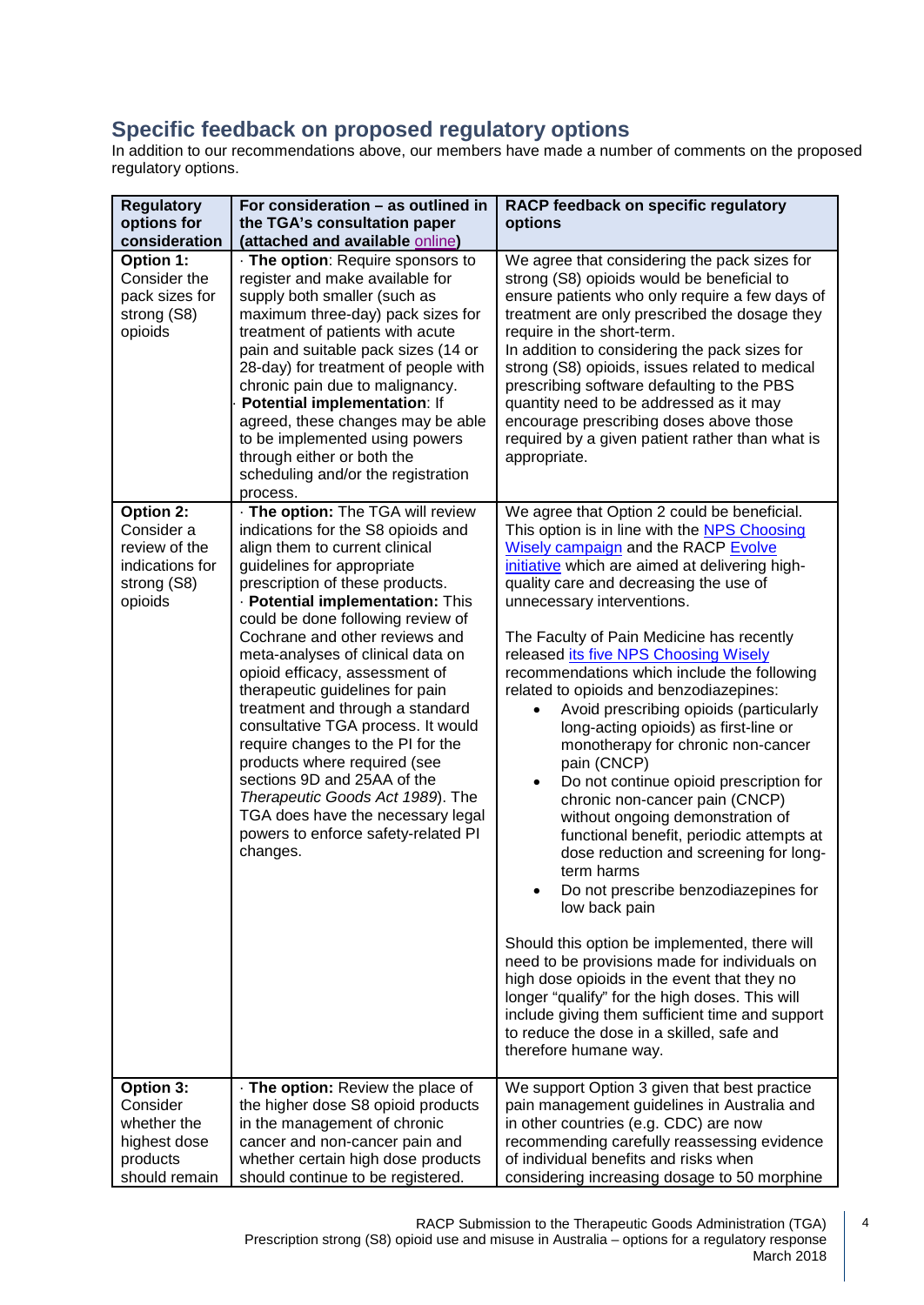## Specific feedback on proposed regulatory options

In addition to our recommendations above, our members have made a number of comments on the proposed regulatory options.

| Regulatory options for consideration | For consideration – as outlined in the TGA's consultation paper (attached and available online) | RACP feedback on specific regulatory options |
|---|---|---|
| **Option 1:** Consider the pack sizes for strong (S8) opioids | · **The option**: Require sponsors to register and make available for supply both smaller (such as maximum three-day) pack sizes for treatment of patients with acute pain and suitable pack sizes (14 or 28-day) for treatment of people with chronic pain due to malignancy.<br>· **Potential implementation**: If agreed, these changes may be able to be implemented using powers through either or both the scheduling and/or the registration process. | We agree that considering the pack sizes for strong (S8) opioids would be beneficial to ensure patients who only require a few days of treatment are only prescribed the dosage they require in the short-term.<br>In addition to considering the pack sizes for strong (S8) opioids, issues related to medical prescribing software defaulting to the PBS quantity need to be addressed as it may encourage prescribing doses above those required by a given patient rather than what is appropriate. |
| **Option 2:** Consider a review of the indications for strong (S8) opioids | · **The option:** The TGA will review indications for the S8 opioids and align them to current clinical guidelines for appropriate prescription of these products.<br>· **Potential implementation:** This could be done following review of Cochrane and other reviews and meta-analyses of clinical data on opioid efficacy, assessment of therapeutic guidelines for pain treatment and through a standard consultative TGA process. It would require changes to the PI for the products where required (see sections 9D and 25AA of the *Therapeutic Goods Act 1989*). The TGA does have the necessary legal powers to enforce safety-related PI changes. | We agree that Option 2 could be beneficial. This option is in line with the NPS Choosing Wisely campaign and the RACP Evolve initiative which are aimed at delivering high-quality care and decreasing the use of unnecessary interventions.<br><br>The Faculty of Pain Medicine has recently released its five NPS Choosing Wisely recommendations which include the following related to opioids and benzodiazepines:<br>• Avoid prescribing opioids (particularly long-acting opioids) as first-line or monotherapy for chronic non-cancer pain (CNCP)<br>• Do not continue opioid prescription for chronic non-cancer pain (CNCP) without ongoing demonstration of functional benefit, periodic attempts at dose reduction and screening for long-term harms<br>• Do not prescribe benzodiazepines for low back pain<br><br>Should this option be implemented, there will need to be provisions made for individuals on high dose opioids in the event that they no longer "qualify" for the high doses. This will include giving them sufficient time and support to reduce the dose in a skilled, safe and therefore humane way. |
| **Option 3:** Consider whether the highest dose products should remain | · **The option:** Review the place of the higher dose S8 opioid products in the management of chronic cancer and non-cancer pain and whether certain high dose products should continue to be registered. | We support Option 3 given that best practice pain management guidelines in Australia and in other countries (e.g. CDC) are now recommending carefully reassessing evidence of individual benefits and risks when considering increasing dosage to 50 morphine |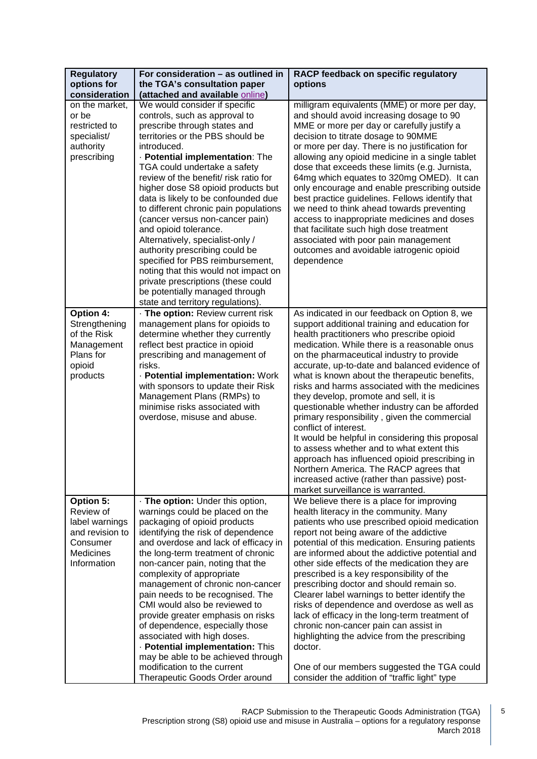| Regulatory options for consideration | For consideration – as outlined in the TGA's consultation paper (attached and available online) | RACP feedback on specific regulatory options |
|---|---|---|
| on the market, or be restricted to specialist/ authority prescribing | We would consider if specific controls, such as approval to prescribe through states and territories or the PBS should be introduced.<br>· **Potential implementation**: The TGA could undertake a safety review of the benefit/ risk ratio for higher dose S8 opioid products but data is likely to be confounded due to different chronic pain populations (cancer versus non-cancer pain) and opioid tolerance. Alternatively, specialist-only / authority prescribing could be specified for PBS reimbursement, noting that this would not impact on private prescriptions (these could be potentially managed through state and territory regulations). | milligram equivalents (MME) or more per day, and should avoid increasing dosage to 90 MME or more per day or carefully justify a decision to titrate dosage to 90MME or more per day. There is no justification for allowing any opioid medicine in a single tablet dose that exceeds these limits (e.g. Jurnista, 64mg which equates to 320mg OMED). It can only encourage and enable prescribing outside best practice guidelines. Fellows identify that we need to think ahead towards preventing access to inappropriate medicines and doses that facilitate such high dose treatment associated with poor pain management outcomes and avoidable iatrogenic opioid dependence |
| **Option 4:** Strengthening of the Risk Management Plans for opioid products | · **The option:** Review current risk management plans for opioids to determine whether they currently reflect best practice in opioid prescribing and management of risks.<br>· **Potential implementation:** Work with sponsors to update their Risk Management Plans (RMPs) to minimise risks associated with overdose, misuse and abuse. | As indicated in our feedback on Option 8, we support additional training and education for health practitioners who prescribe opioid medication. While there is a reasonable onus on the pharmaceutical industry to provide accurate, up-to-date and balanced evidence of what is known about the therapeutic benefits, risks and harms associated with the medicines they develop, promote and sell, it is questionable whether industry can be afforded primary responsibility , given the commercial conflict of interest.<br>It would be helpful in considering this proposal to assess whether and to what extent this approach has influenced opioid prescribing in Northern America. The RACP agrees that increased active (rather than passive) post-market surveillance is warranted. |
| **Option 5:** Review of label warnings and revision to Consumer Medicines Information | · **The option:** Under this option, warnings could be placed on the packaging of opioid products identifying the risk of dependence and overdose and lack of efficacy in the long-term treatment of chronic non-cancer pain, noting that the complexity of appropriate management of chronic non-cancer pain needs to be recognised. The CMI would also be reviewed to provide greater emphasis on risks of dependence, especially those associated with high doses.<br>· **Potential implementation:** This may be able to be achieved through modification to the current Therapeutic Goods Order around | We believe there is a place for improving health literacy in the community. Many patients who use prescribed opioid medication report not being aware of the addictive potential of this medication. Ensuring patients are informed about the addictive and other side effects of the medication they are prescribed is a key responsibility of the prescribing doctor and should remain so. Clearer label warnings to better identify the risks of dependence and overdose as well as lack of efficacy in the long-term treatment of chronic non-cancer pain can assist in highlighting the advice from the prescribing doctor.<br><br>One of our members suggested the TGA could consider the addition of "traffic light" type |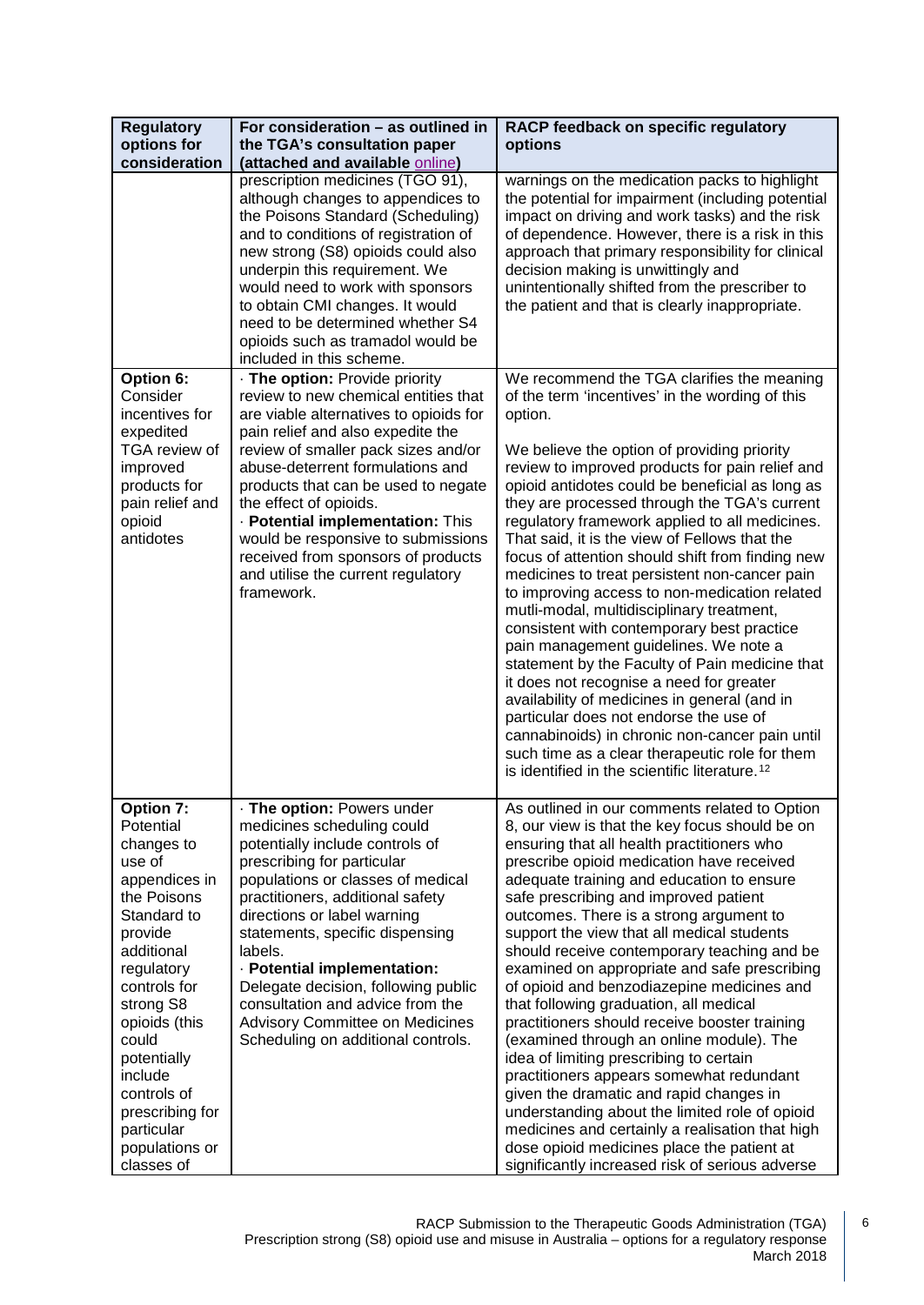| Regulatory options for consideration | For consideration – as outlined in the TGA's consultation paper (attached and available online) | RACP feedback on specific regulatory options |
|---|---|---|
| | prescription medicines (TGO 91), although changes to appendices to the Poisons Standard (Scheduling) and to conditions of registration of new strong (S8) opioids could also underpin this requirement. We would need to work with sponsors to obtain CMI changes. It would need to be determined whether S4 opioids such as tramadol would be included in this scheme. | warnings on the medication packs to highlight the potential for impairment (including potential impact on driving and work tasks) and the risk of dependence. However, there is a risk in this approach that primary responsibility for clinical decision making is unwittingly and unintentionally shifted from the prescriber to the patient and that is clearly inappropriate. |
| **Option 6:** Consider incentives for expedited TGA review of improved products for pain relief and opioid antidotes | · **The option:** Provide priority review to new chemical entities that are viable alternatives to opioids for pain relief and also expedite the review of smaller pack sizes and/or abuse-deterrent formulations and products that can be used to negate the effect of opioids.<br>· **Potential implementation:** This would be responsive to submissions received from sponsors of products and utilise the current regulatory framework. | We recommend the TGA clarifies the meaning of the term 'incentives' in the wording of this option.<br><br>We believe the option of providing priority review to improved products for pain relief and opioid antidotes could be beneficial as long as they are processed through the TGA's current regulatory framework applied to all medicines. That said, it is the view of Fellows that the focus of attention should shift from finding new medicines to treat persistent non-cancer pain to improving access to non-medication related mutli-modal, multidisciplinary treatment, consistent with contemporary best practice pain management guidelines. We note a statement by the Faculty of Pain medicine that it does not recognise a need for greater availability of medicines in general (and in particular does not endorse the use of cannabinoids) in chronic non-cancer pain until such time as a clear therapeutic role for them is identified in the scientific literature.[12] |
| **Option 7:** Potential changes to use of appendices in the Poisons Standard to provide additional regulatory controls for strong S8 opioids (this could potentially include controls of prescribing for particular populations or classes of | · **The option:** Powers under medicines scheduling could potentially include controls of prescribing for particular populations or classes of medical practitioners, additional safety directions or label warning statements, specific dispensing labels.<br>· **Potential implementation:** Delegate decision, following public consultation and advice from the Advisory Committee on Medicines Scheduling on additional controls. | As outlined in our comments related to Option 8, our view is that the key focus should be on ensuring that all health practitioners who prescribe opioid medication have received adequate training and education to ensure safe prescribing and improved patient outcomes. There is a strong argument to support the view that all medical students should receive contemporary teaching and be examined on appropriate and safe prescribing of opioid and benzodiazepine medicines and that following graduation, all medical practitioners should receive booster training (examined through an online module). The idea of limiting prescribing to certain practitioners appears somewhat redundant given the dramatic and rapid changes in understanding about the limited role of opioid medicines and certainly a realisation that high dose opioid medicines place the patient at significantly increased risk of serious adverse |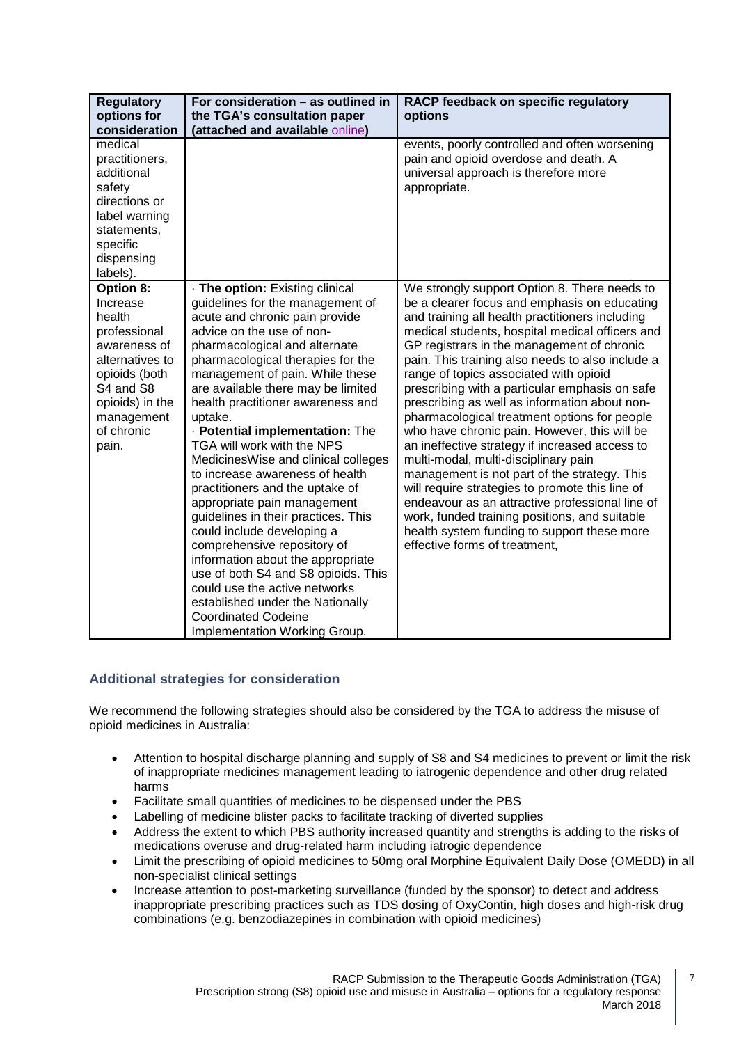| Regulatory options for consideration | For consideration – as outlined in the TGA's consultation paper (attached and available online) | RACP feedback on specific regulatory options |
|---|---|---|
| medical practitioners, additional safety directions or label warning statements, specific dispensing labels). | | events, poorly controlled and often worsening pain and opioid overdose and death. A universal approach is therefore more appropriate. |
| **Option 8:** Increase health professional awareness of alternatives to opioids (both S4 and S8 opioids) in the management of chronic pain. | · **The option:** Existing clinical guidelines for the management of acute and chronic pain provide advice on the use of non-pharmacological and alternate pharmacological therapies for the management of pain. While these are available there may be limited health practitioner awareness and uptake. · **Potential implementation:** The TGA will work with the NPS MedicinesWise and clinical colleges to increase awareness of health practitioners and the uptake of appropriate pain management guidelines in their practices. This could include developing a comprehensive repository of information about the appropriate use of both S4 and S8 opioids. This could use the active networks established under the Nationally Coordinated Codeine Implementation Working Group. | We strongly support Option 8. There needs to be a clearer focus and emphasis on educating and training all health practitioners including medical students, hospital medical officers and GP registrars in the management of chronic pain. This training also needs to also include a range of topics associated with opioid prescribing with a particular emphasis on safe prescribing as well as information about non-pharmacological treatment options for people who have chronic pain. However, this will be an ineffective strategy if increased access to multi-modal, multi-disciplinary pain management is not part of the strategy. This will require strategies to promote this line of endeavour as an attractive professional line of work, funded training positions, and suitable health system funding to support these more effective forms of treatment, |

### Additional strategies for consideration

We recommend the following strategies should also be considered by the TGA to address the misuse of opioid medicines in Australia:

- Attention to hospital discharge planning and supply of S8 and S4 medicines to prevent or limit the risk of inappropriate medicines management leading to iatrogenic dependence and other drug related harms
- Facilitate small quantities of medicines to be dispensed under the PBS
- Labelling of medicine blister packs to facilitate tracking of diverted supplies
- Address the extent to which PBS authority increased quantity and strengths is adding to the risks of medications overuse and drug-related harm including iatrogic dependence
- Limit the prescribing of opioid medicines to 50mg oral Morphine Equivalent Daily Dose (OMEDD) in all non-specialist clinical settings
- Increase attention to post-marketing surveillance (funded by the sponsor) to detect and address inappropriate prescribing practices such as TDS dosing of OxyContin, high doses and high-risk drug combinations (e.g. benzodiazepines in combination with opioid medicines)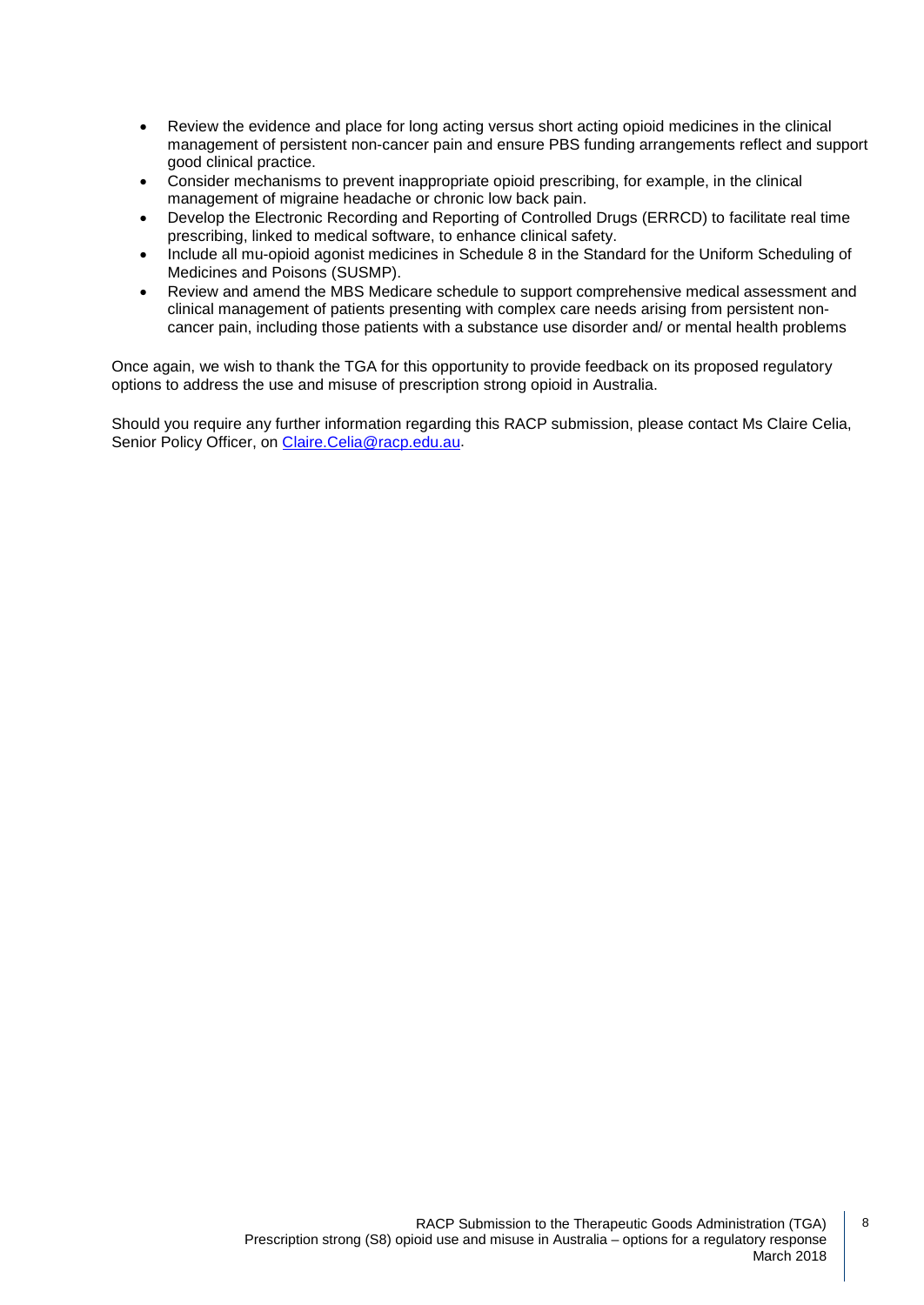- Review the evidence and place for long acting versus short acting opioid medicines in the clinical management of persistent non-cancer pain and ensure PBS funding arrangements reflect and support good clinical practice.
- Consider mechanisms to prevent inappropriate opioid prescribing, for example, in the clinical management of migraine headache or chronic low back pain.
- Develop the Electronic Recording and Reporting of Controlled Drugs (ERRCD) to facilitate real time prescribing, linked to medical software, to enhance clinical safety.
- Include all mu-opioid agonist medicines in Schedule 8 in the Standard for the Uniform Scheduling of Medicines and Poisons (SUSMP).
- Review and amend the MBS Medicare schedule to support comprehensive medical assessment and clinical management of patients presenting with complex care needs arising from persistent non-cancer pain, including those patients with a substance use disorder and/ or mental health problems

Once again, we wish to thank the TGA for this opportunity to provide feedback on its proposed regulatory options to address the use and misuse of prescription strong opioid in Australia.

Should you require any further information regarding this RACP submission, please contact Ms Claire Celia, Senior Policy Officer, on Claire.Celia@racp.edu.au.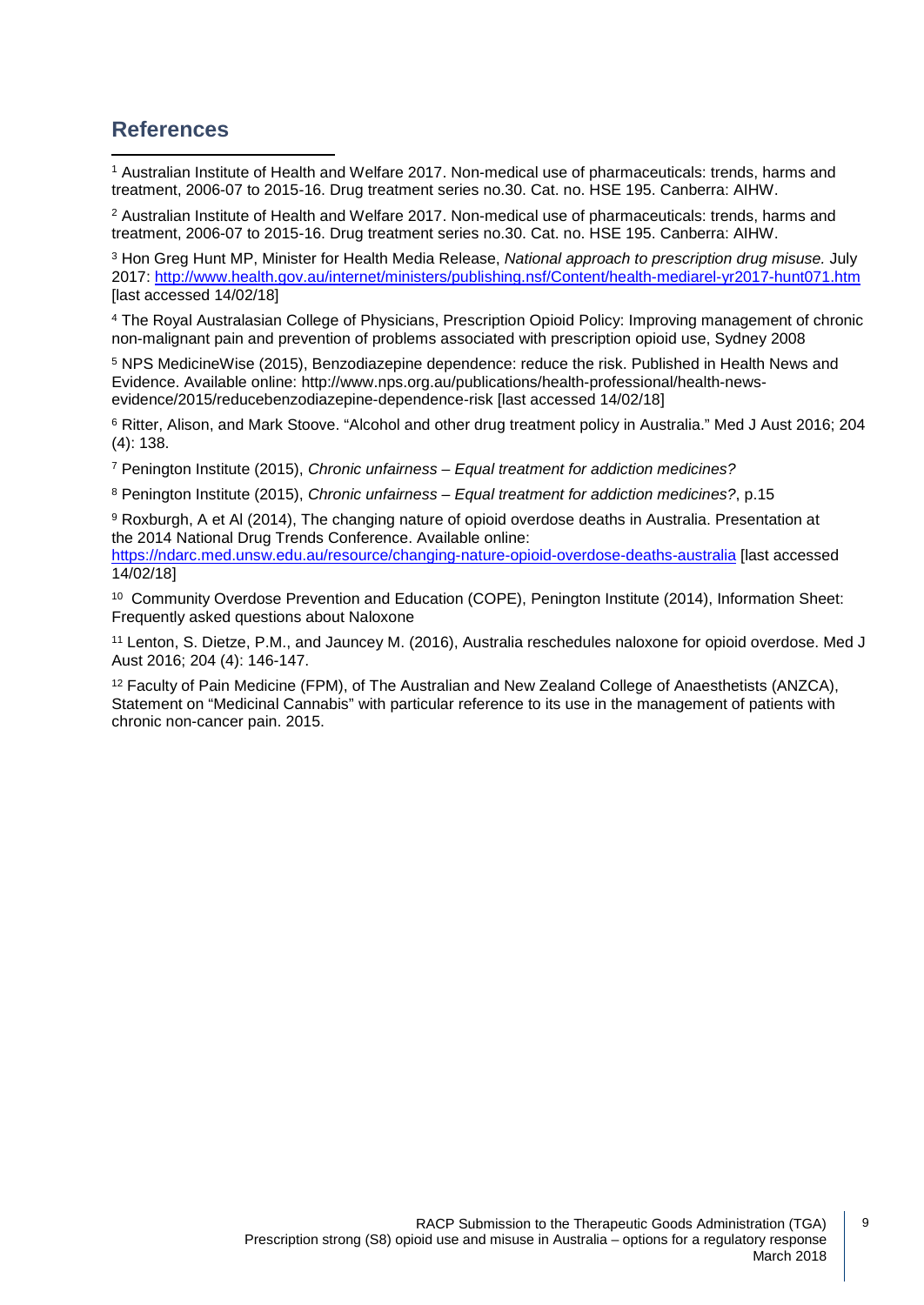## References

[1] Australian Institute of Health and Welfare 2017. Non-medical use of pharmaceuticals: trends, harms and treatment, 2006-07 to 2015-16. Drug treatment series no.30. Cat. no. HSE 195. Canberra: AIHW.

[2] Australian Institute of Health and Welfare 2017. Non-medical use of pharmaceuticals: trends, harms and treatment, 2006-07 to 2015-16. Drug treatment series no.30. Cat. no. HSE 195. Canberra: AIHW.

[3] Hon Greg Hunt MP, Minister for Health Media Release, *National approach to prescription drug misuse.* July 2017: http://www.health.gov.au/internet/ministers/publishing.nsf/Content/health-mediarel-yr2017-hunt071.htm [last accessed 14/02/18]

[4] The Royal Australasian College of Physicians, Prescription Opioid Policy: Improving management of chronic non-malignant pain and prevention of problems associated with prescription opioid use, Sydney 2008

[5] NPS MedicineWise (2015), Benzodiazepine dependence: reduce the risk. Published in Health News and Evidence. Available online: http://www.nps.org.au/publications/health-professional/health-news-evidence/2015/reducebenzodiazepine-dependence-risk [last accessed 14/02/18]

[6] Ritter, Alison, and Mark Stoove. "Alcohol and other drug treatment policy in Australia." Med J Aust 2016; 204 (4): 138.

[7] Penington Institute (2015), *Chronic unfairness – Equal treatment for addiction medicines?*

[8] Penington Institute (2015), *Chronic unfairness – Equal treatment for addiction medicines?*, p.15

[9] Roxburgh, A et Al (2014), The changing nature of opioid overdose deaths in Australia. Presentation at the 2014 National Drug Trends Conference. Available online: https://ndarc.med.unsw.edu.au/resource/changing-nature-opioid-overdose-deaths-australia [last accessed 14/02/18]

[10] Community Overdose Prevention and Education (COPE), Penington Institute (2014), Information Sheet: Frequently asked questions about Naloxone

[11] Lenton, S. Dietze, P.M., and Jauncey M. (2016), Australia reschedules naloxone for opioid overdose. Med J Aust 2016; 204 (4): 146-147.

[12] Faculty of Pain Medicine (FPM), of The Australian and New Zealand College of Anaesthetists (ANZCA), Statement on "Medicinal Cannabis" with particular reference to its use in the management of patients with chronic non-cancer pain. 2015.